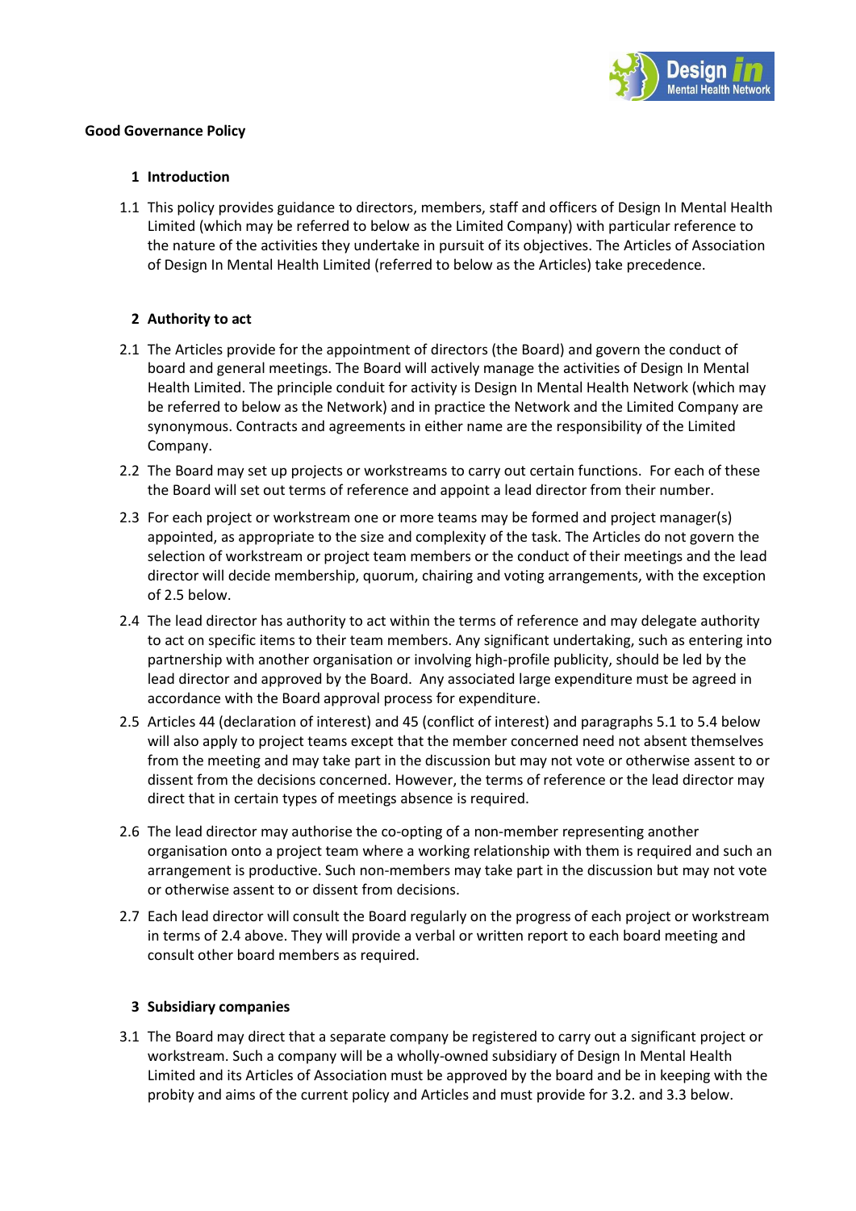# Good Governance Policy

## 1 Introduction

1.1 This policy provides guidance to directors, members, staff and officers of Design In Mental Health Limited (which may be referred to below as the Limited Company) with particular reference to the nature of the activities they undertake in pursuit of its objectives. The Articles of Association of Design In Mental Health Limited (referred to below as the Articles) take precedence.

## 2 Authority to act

2.1 The Articles provide for the appointment of directors (the Board) and govern the conduct of board and general meetings. The Board will actively manage the activities of Design In Mental Health Limited. The principle conduit for activity is Design In Mental Health Network (which may be referred to below as the Network) and in practice the Network and the Limited Company are synonymous. Contracts and agreements in either name are the responsibility of the Limited Company.

2.2 The Board may set up projects or workstreams to carry out certain functions. For each of these the Board will set out terms of reference and appoint a lead director from their number.

2.3 For each project or workstream one or more teams may be formed and project manager(s) appointed, as appropriate to the size and complexity of the task. The Articles do not govern the selection of workstream or project team members or the conduct of their meetings and the lead director will decide membership, quorum, chairing and voting arrangements, with the exception of 2.5 below.

2.4 The lead director has authority to act within the terms of reference and may delegate authority to act on specific items to their team members. Any significant undertaking, such as entering into partnership with another organisation or involving high-profile publicity, should be led by the lead director and approved by the Board. Any associated large expenditure must be agreed in accordance with the Board approval process for expenditure.

2.5 Articles 44 (declaration of interest) and 45 (conflict of interest) and paragraphs 5.1 to 5.4 below will also apply to project teams except that the member concerned need not absent themselves from the meeting and may take part in the discussion but may not vote or otherwise assent to or dissent from the decisions concerned. However, the terms of reference or the lead director may direct that in certain types of meetings absence is required.

2.6 The lead director may authorise the co-opting of a non-member representing another organisation onto a project team where a working relationship with them is required and such an arrangement is productive. Such non-members may take part in the discussion but may not vote or otherwise assent to or dissent from decisions.

2.7 Each lead director will consult the Board regularly on the progress of each project or workstream in terms of 2.4 above. They will provide a verbal or written report to each board meeting and consult other board members as required.

## 3 Subsidiary companies

3.1 The Board may direct that a separate company be registered to carry out a significant project or workstream. Such a company will be a wholly-owned subsidiary of Design In Mental Health Limited and its Articles of Association must be approved by the board and be in keeping with the probity and aims of the current policy and Articles and must provide for 3.2. and 3.3 below.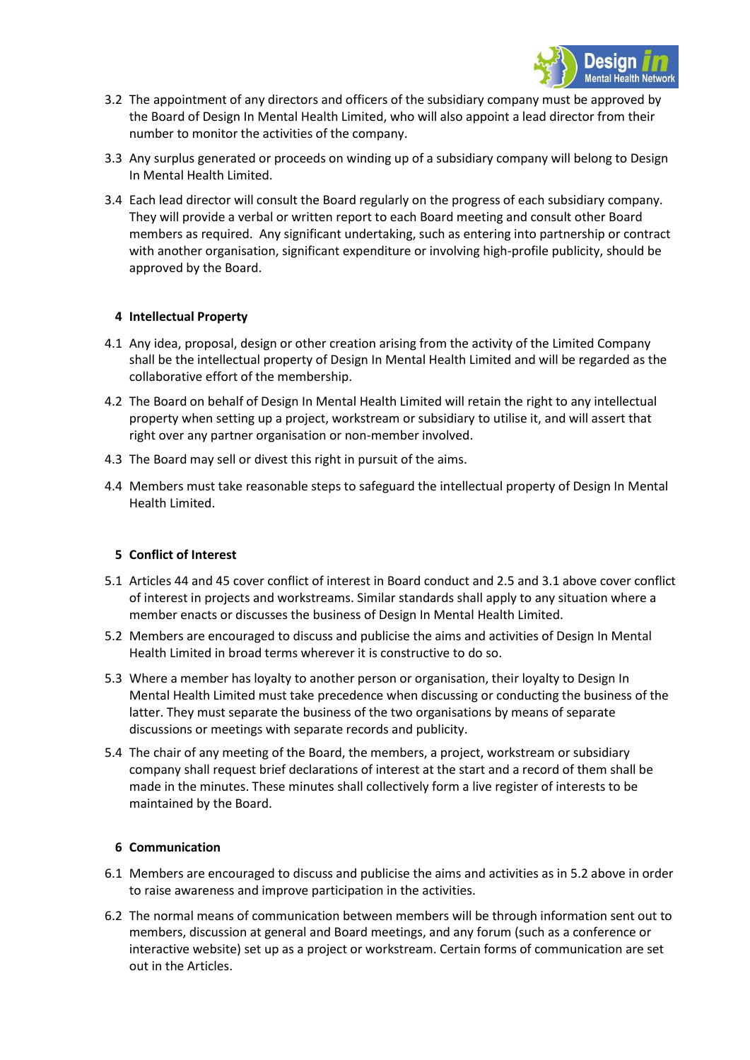3.2 The appointment of any directors and officers of the subsidiary company must be approved by the Board of Design In Mental Health Limited, who will also appoint a lead director from their number to monitor the activities of the company.

3.3 Any surplus generated or proceeds on winding up of a subsidiary company will belong to Design In Mental Health Limited.

3.4 Each lead director will consult the Board regularly on the progress of each subsidiary company. They will provide a verbal or written report to each Board meeting and consult other Board members as required. Any significant undertaking, such as entering into partnership or contract with another organisation, significant expenditure or involving high-profile publicity, should be approved by the Board.

## 4 Intellectual Property

4.1 Any idea, proposal, design or other creation arising from the activity of the Limited Company shall be the intellectual property of Design In Mental Health Limited and will be regarded as the collaborative effort of the membership.

4.2 The Board on behalf of Design In Mental Health Limited will retain the right to any intellectual property when setting up a project, workstream or subsidiary to utilise it, and will assert that right over any partner organisation or non-member involved.

4.3 The Board may sell or divest this right in pursuit of the aims.

4.4 Members must take reasonable steps to safeguard the intellectual property of Design In Mental Health Limited.

## 5 Conflict of Interest

5.1 Articles 44 and 45 cover conflict of interest in Board conduct and 2.5 and 3.1 above cover conflict of interest in projects and workstreams. Similar standards shall apply to any situation where a member enacts or discusses the business of Design In Mental Health Limited.

5.2 Members are encouraged to discuss and publicise the aims and activities of Design In Mental Health Limited in broad terms wherever it is constructive to do so.

5.3 Where a member has loyalty to another person or organisation, their loyalty to Design In Mental Health Limited must take precedence when discussing or conducting the business of the latter. They must separate the business of the two organisations by means of separate discussions or meetings with separate records and publicity.

5.4 The chair of any meeting of the Board, the members, a project, workstream or subsidiary company shall request brief declarations of interest at the start and a record of them shall be made in the minutes. These minutes shall collectively form a live register of interests to be maintained by the Board.

## 6 Communication

6.1 Members are encouraged to discuss and publicise the aims and activities as in 5.2 above in order to raise awareness and improve participation in the activities.

6.2 The normal means of communication between members will be through information sent out to members, discussion at general and Board meetings, and any forum (such as a conference or interactive website) set up as a project or workstream. Certain forms of communication are set out in the Articles.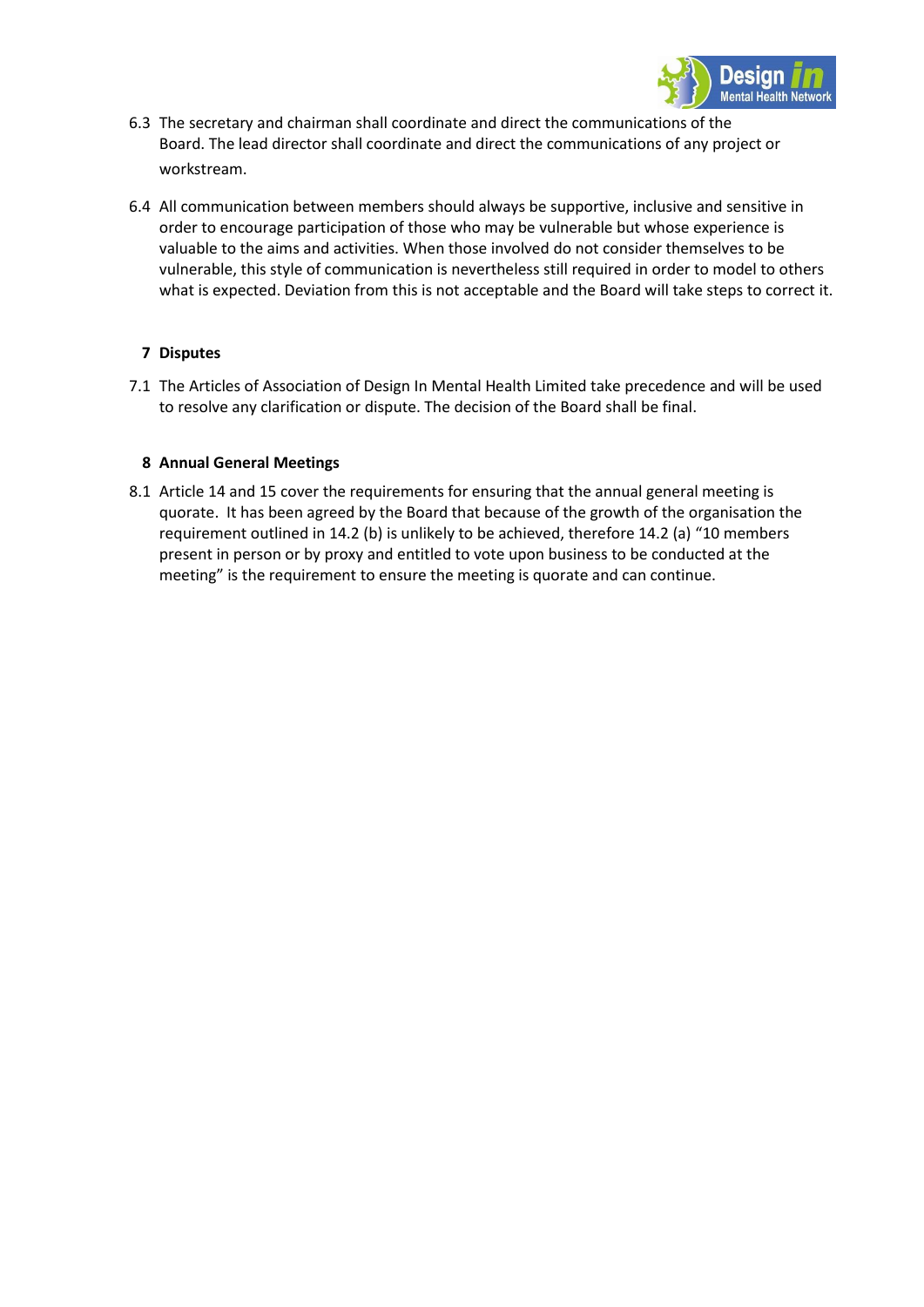6.3 The secretary and chairman shall coordinate and direct the communications of the Board. The lead director shall coordinate and direct the communications of any project or workstream.

6.4 All communication between members should always be supportive, inclusive and sensitive in order to encourage participation of those who may be vulnerable but whose experience is valuable to the aims and activities. When those involved do not consider themselves to be vulnerable, this style of communication is nevertheless still required in order to model to others what is expected. Deviation from this is not acceptable and the Board will take steps to correct it.

## 7 Disputes

7.1 The Articles of Association of Design In Mental Health Limited take precedence and will be used to resolve any clarification or dispute. The decision of the Board shall be final.

## 8 Annual General Meetings

8.1 Article 14 and 15 cover the requirements for ensuring that the annual general meeting is quorate. It has been agreed by the Board that because of the growth of the organisation the requirement outlined in 14.2 (b) is unlikely to be achieved, therefore 14.2 (a) "10 members present in person or by proxy and entitled to vote upon business to be conducted at the meeting" is the requirement to ensure the meeting is quorate and can continue.